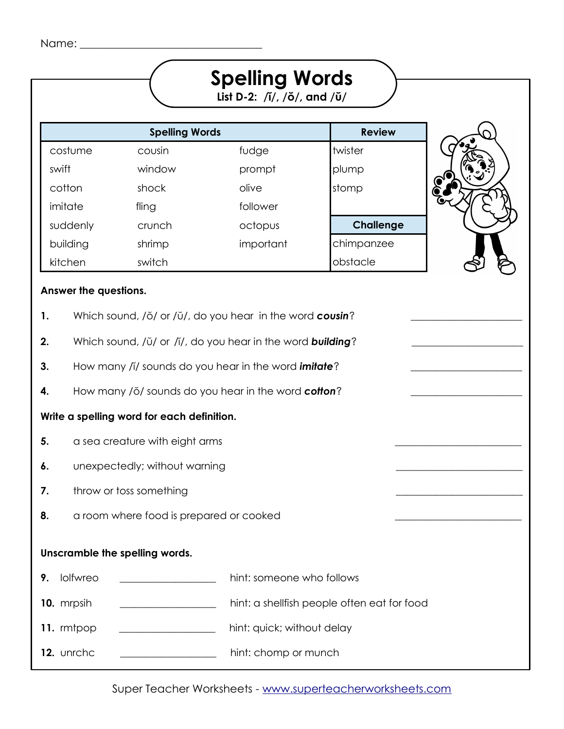Name: ________________________________

# Spelling Words

**List D-2: /ĭ/, /ŏ/, and /ŭ/**

| Spelling Words | | | Review |
|---|---|---|---|
| costume | cousin | fudge | twister |
| swift | window | prompt | plump |
| cotton | shock | olive | stomp |
| imitate | fling | follower | |
| suddenly | crunch | octopus | **Challenge** |
| building | shrimp | important | chimpanzee |
| kitchen | switch | | obstacle |

**Answer the questions.**

**1.** Which sound, /ŏ/ or /ŭ/, do you hear in the word ***cousin***? ____________________

**2.** Which sound, /ŭ/ or /ĭ/, do you hear in the word ***building***? ____________________

**3.** How many /ĭ/ sounds do you hear in the word ***imitate***? ____________________

**4.** How many /ŏ/ sounds do you hear in the word ***cotton***? ____________________

**Write a spelling word for each definition.**

**5.** a sea creature with eight arms ____________________

**6.** unexpectedly; without warning ____________________

**7.** throw or toss something ____________________

**8.** a room where food is prepared or cooked ____________________

**Unscramble the spelling words.**

**9.** lolfwreo ________________ hint: someone who follows

**10.** mrpsih ________________ hint: a shellfish people often eat for food

**11.** rmtpop ________________ hint: quick; without delay

**12.** unrchc ________________ hint: chomp or munch

Super Teacher Worksheets - www.superteacherworksheets.com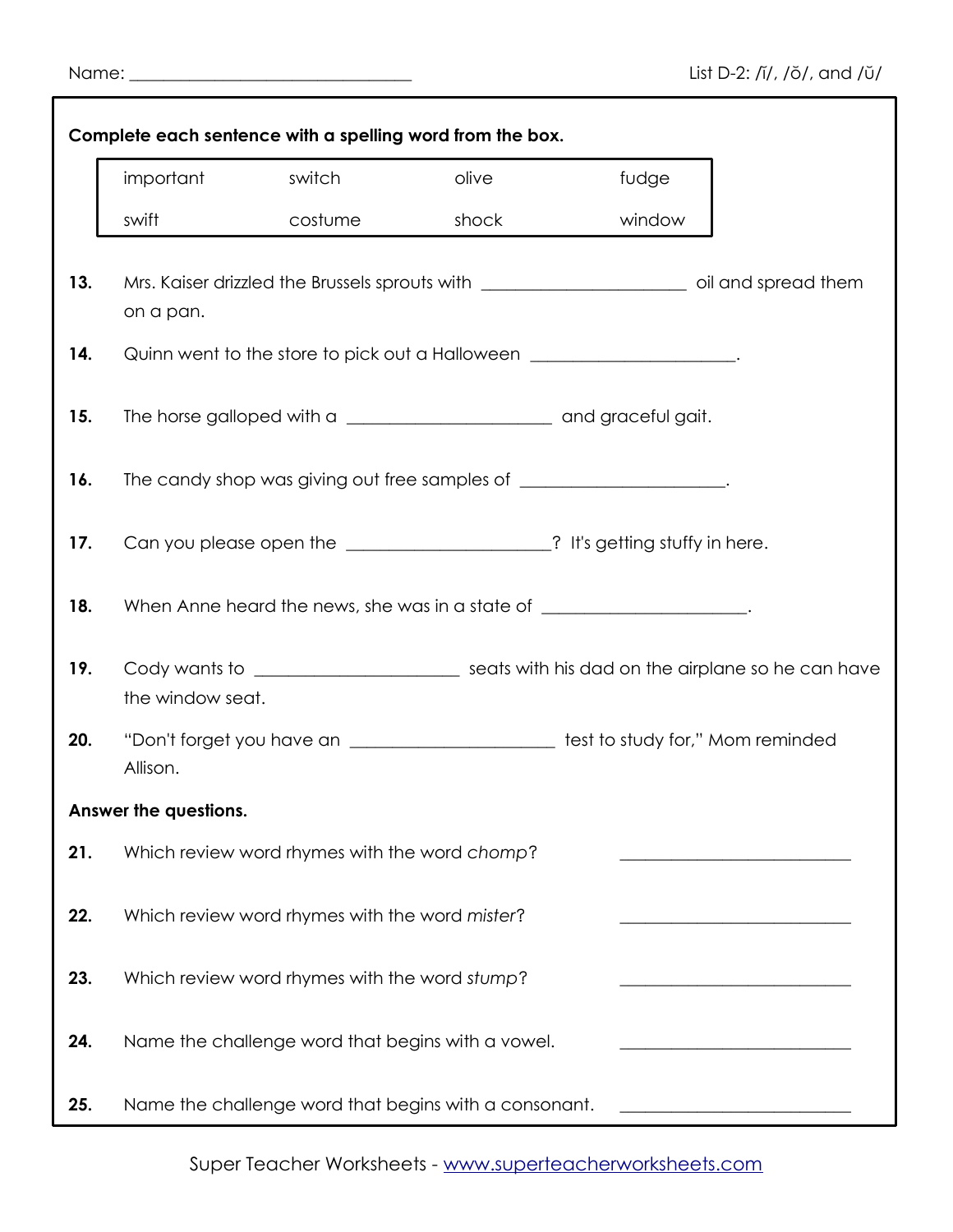Name: ______________________________ List D-2: /ĭ/, /ŏ/, and /ŭ/

**Complete each sentence with a spelling word from the box.**

| important | switch | olive | fudge |
|---|---|---|---|
| swift | costume | shock | window |

**13.** Mrs. Kaiser drizzled the Brussels sprouts with ______________________ oil and spread them on a pan.

**14.** Quinn went to the store to pick out a Halloween ______________________.

**15.** The horse galloped with a ______________________ and graceful gait.

**16.** The candy shop was giving out free samples of ______________________.

**17.** Can you please open the ______________________? It's getting stuffy in here.

**18.** When Anne heard the news, she was in a state of ______________________.

**19.** Cody wants to ______________________ seats with his dad on the airplane so he can have the window seat.

**20.** "Don't forget you have an ______________________ test to study for," Mom reminded Allison.

**Answer the questions.**

**21.** Which review word rhymes with the word *chomp*? ______________________

**22.** Which review word rhymes with the word *mister*? ______________________

**23.** Which review word rhymes with the word *stump*? ______________________

**24.** Name the challenge word that begins with a vowel. ______________________

**25.** Name the challenge word that begins with a consonant. ______________________

Super Teacher Worksheets - www.superteacherworksheets.com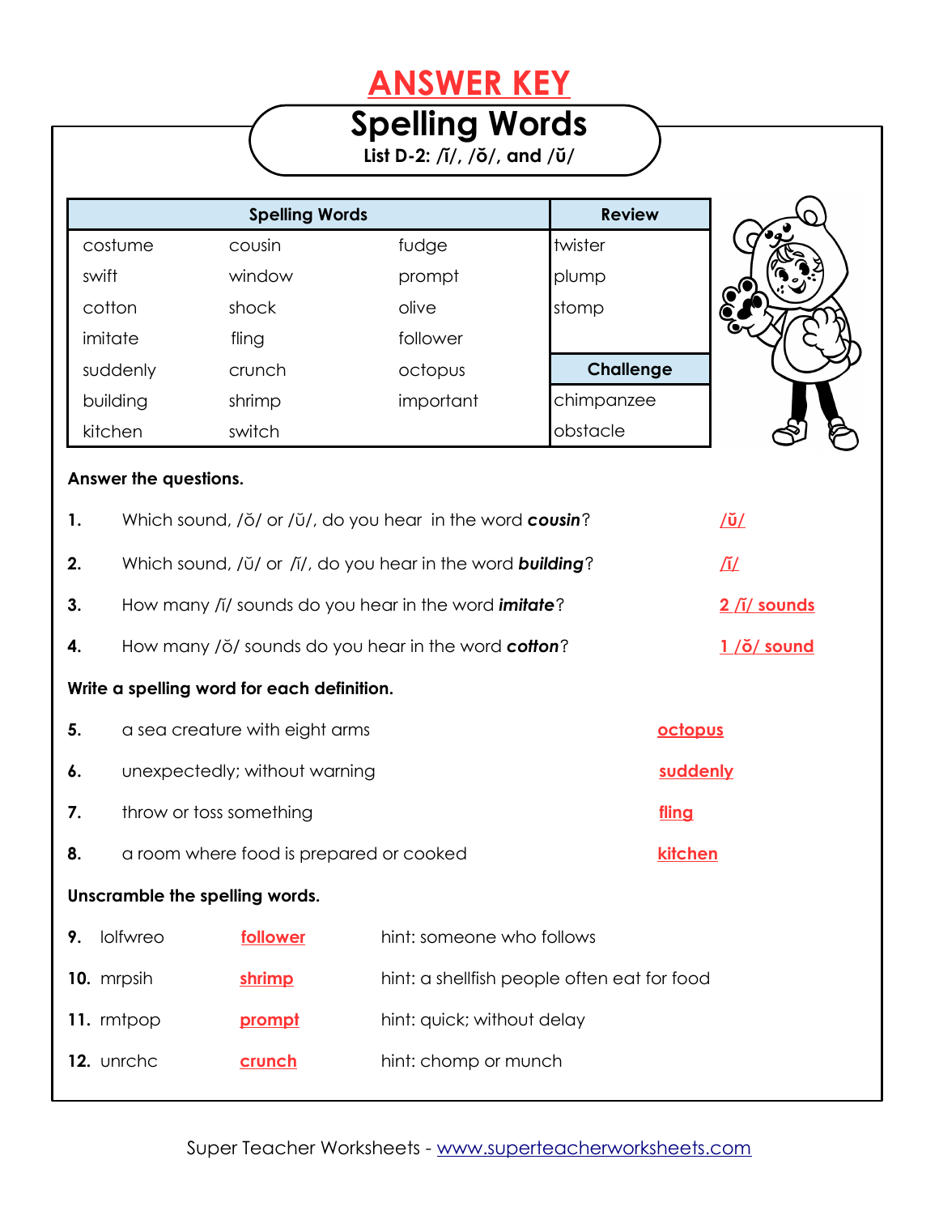# ANSWER KEY

## Spelling Words

**List D-2: /ĭ/, /ŏ/, and /ŭ/**

| Spelling Words | | | Review |
|---|---|---|---|
| costume | cousin | fudge | twister |
| swift | window | prompt | plump |
| cotton | shock | olive | stomp |
| imitate | fling | follower | |
| suddenly | crunch | octopus | **Challenge** |
| building | shrimp | important | chimpanzee |
| kitchen | switch | | obstacle |

**Answer the questions.**

1. Which sound, /ŏ/ or /ŭ/, do you hear in the word ***cousin***? **/ŭ/**
2. Which sound, /ŭ/ or /ĭ/, do you hear in the word ***building***? **/ĭ/**
3. How many /ĭ/ sounds do you hear in the word ***imitate***? **2 /ĭ/ sounds**
4. How many /ŏ/ sounds do you hear in the word ***cotton***? **1 /ŏ/ sound**

**Write a spelling word for each definition.**

5. a sea creature with eight arms **octopus**
6. unexpectedly; without warning **suddenly**
7. throw or toss something **fling**
8. a room where food is prepared or cooked **kitchen**

**Unscramble the spelling words.**

9. lolfwreo **follower** hint: someone who follows
10. mrpsih **shrimp** hint: a shellfish people often eat for food
11. rmtpop **prompt** hint: quick; without delay
12. unrchc **crunch** hint: chomp or munch

Super Teacher Worksheets - www.superteacherworksheets.com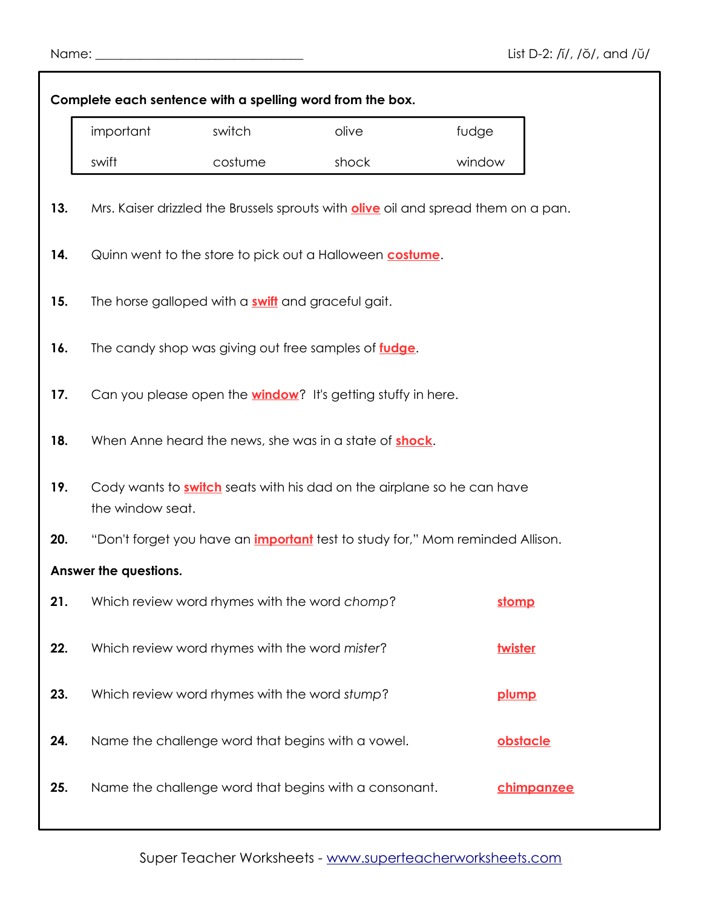Name: ______________________________ List D-2: /ĭ/, /ŏ/, and /ŭ/

**Complete each sentence with a spelling word from the box.**

| | | | |
|---|---|---|---|
| important | switch | olive | fudge |
| swift | costume | shock | window |

**13.** Mrs. Kaiser drizzled the Brussels sprouts with **olive** oil and spread them on a pan.

**14.** Quinn went to the store to pick out a Halloween **costume**.

**15.** The horse galloped with a **swift** and graceful gait.

**16.** The candy shop was giving out free samples of **fudge**.

**17.** Can you please open the **window**? It's getting stuffy in here.

**18.** When Anne heard the news, she was in a state of **shock**.

**19.** Cody wants to **switch** seats with his dad on the airplane so he can have the window seat.

**20.** "Don't forget you have an **important** test to study for," Mom reminded Allison.

**Answer the questions.**

**21.** Which review word rhymes with the word *chomp*? **stomp**

**22.** Which review word rhymes with the word *mister*? **twister**

**23.** Which review word rhymes with the word *stump*? **plump**

**24.** Name the challenge word that begins with a vowel. **obstacle**

**25.** Name the challenge word that begins with a consonant. **chimpanzee**

Super Teacher Worksheets - www.superteacherworksheets.com